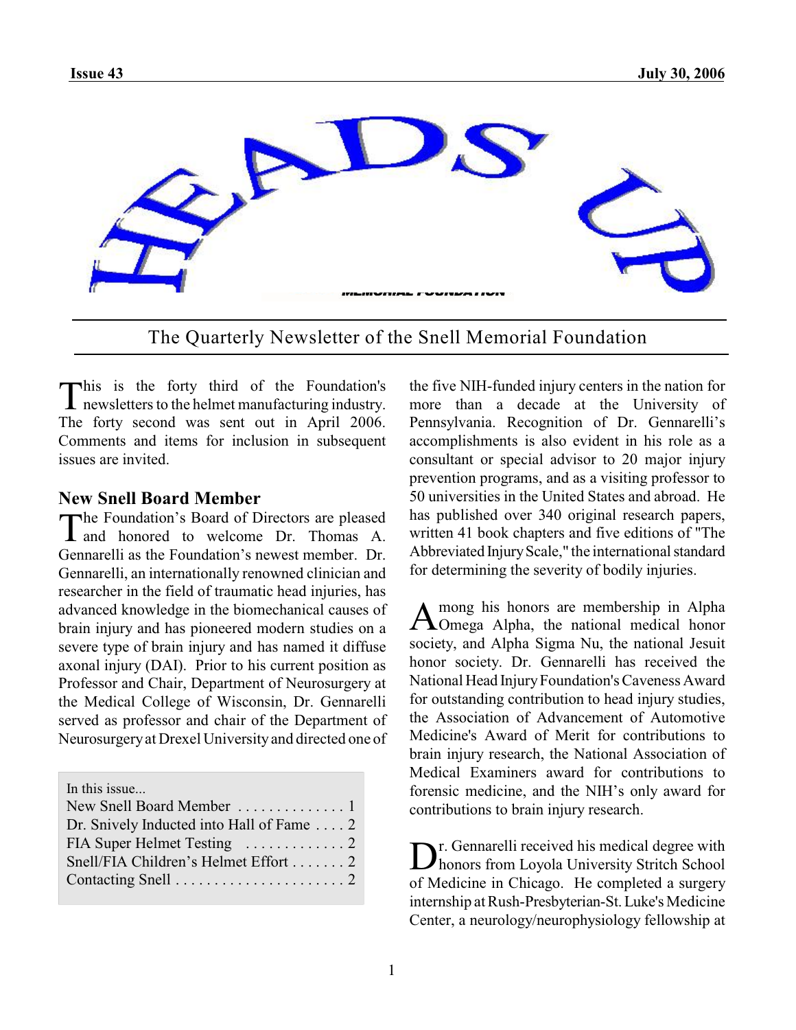# HEADS UP

MEMORIAL FOUNDATION

The Quarterly Newsletter of the Snell Memorial Foundation

This is the forty third of the Foundation's newsletters to the helmet manufacturing industry. The forty second was sent out in April 2006. Comments and items for inclusion in subsequent issues are invited.

## New Snell Board Member

The Foundation's Board of Directors are pleased and honored to welcome Dr. Thomas A. Gennarelli as the Foundation's newest member. Dr. Gennarelli, an internationally renowned clinician and researcher in the field of traumatic head injuries, has advanced knowledge in the biomechanical causes of brain injury and has pioneered modern studies on a severe type of brain injury and has named it diffuse axonal injury (DAI). Prior to his current position as Professor and Chair, Department of Neurosurgery at the Medical College of Wisconsin, Dr. Gennarelli served as professor and chair of the Department of Neurosurgery at Drexel University and directed one of the five NIH-funded injury centers in the nation for more than a decade at the University of Pennsylvania. Recognition of Dr. Gennarelli's accomplishments is also evident in his role as a consultant or special advisor to 20 major injury prevention programs, and as a visiting professor to 50 universities in the United States and abroad. He has published over 340 original research papers, written 41 book chapters and five editions of "The Abbreviated Injury Scale," the international standard for determining the severity of bodily injuries.

Among his honors are membership in Alpha Omega Alpha, the national medical honor society, and Alpha Sigma Nu, the national Jesuit honor society. Dr. Gennarelli has received the National Head Injury Foundation's Caveness Award for outstanding contribution to head injury studies, the Association of Advancement of Automotive Medicine's Award of Merit for contributions to brain injury research, the National Association of Medical Examiners award for contributions to forensic medicine, and the NIH's only award for contributions to brain injury research.

Dr. Gennarelli received his medical degree with honors from Loyola University Stritch School of Medicine in Chicago. He completed a surgery internship at Rush-Presbyterian-St. Luke's Medicine Center, a neurology/neurophysiology fellowship at

In this issue...

New Snell Board Member . . . . . . . . . . . . . . 1
Dr. Snively Inducted into Hall of Fame . . . . 2
FIA Super Helmet Testing . . . . . . . . . . . . . 2
Snell/FIA Children's Helmet Effort . . . . . . . 2
Contacting Snell . . . . . . . . . . . . . . . . . . . . . . 2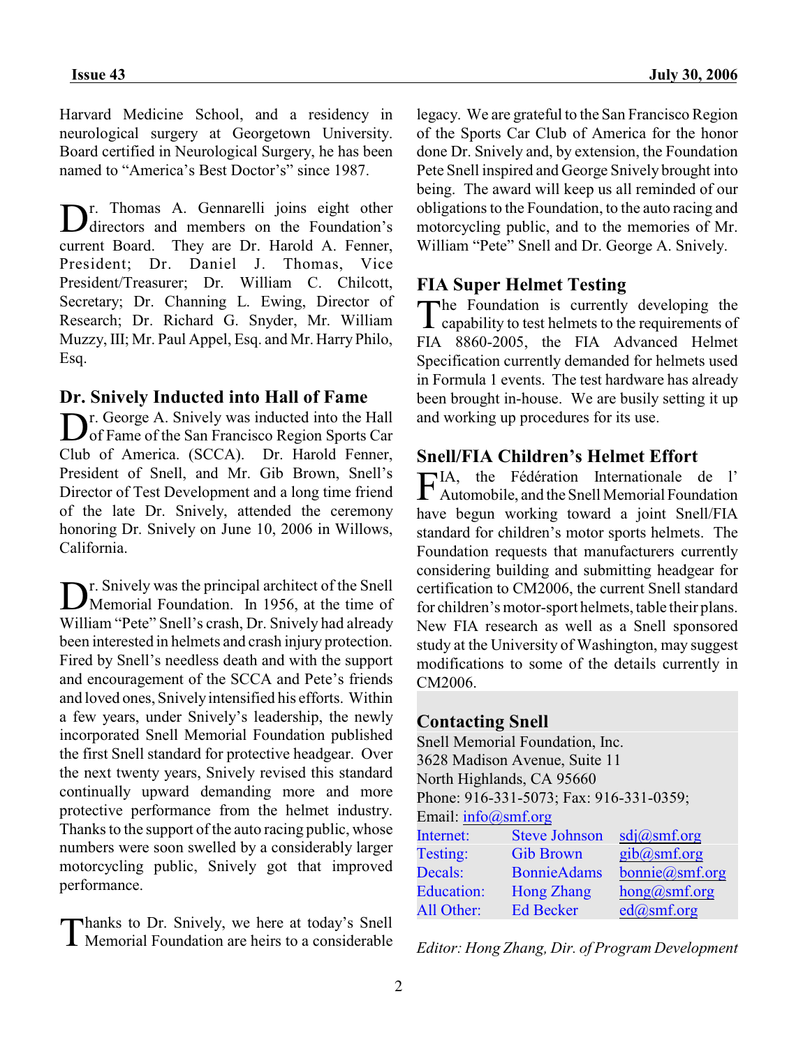Harvard Medicine School, and a residency in neurological surgery at Georgetown University. Board certified in Neurological Surgery, he has been named to "America's Best Doctor's" since 1987.

Dr. Thomas A. Gennarelli joins eight other directors and members on the Foundation's current Board. They are Dr. Harold A. Fenner, President; Dr. Daniel J. Thomas, Vice President/Treasurer; Dr. William C. Chilcott, Secretary; Dr. Channing L. Ewing, Director of Research; Dr. Richard G. Snyder, Mr. William Muzzy, III; Mr. Paul Appel, Esq. and Mr. Harry Philo, Esq.

## Dr. Snively Inducted into Hall of Fame

Dr. George A. Snively was inducted into the Hall of Fame of the San Francisco Region Sports Car Club of America. (SCCA). Dr. Harold Fenner, President of Snell, and Mr. Gib Brown, Snell's Director of Test Development and a long time friend of the late Dr. Snively, attended the ceremony honoring Dr. Snively on June 10, 2006 in Willows, California.

Dr. Snively was the principal architect of the Snell Memorial Foundation. In 1956, at the time of William "Pete" Snell's crash, Dr. Snively had already been interested in helmets and crash injury protection. Fired by Snell's needless death and with the support and encouragement of the SCCA and Pete's friends and loved ones, Snively intensified his efforts. Within a few years, under Snively's leadership, the newly incorporated Snell Memorial Foundation published the first Snell standard for protective headgear. Over the next twenty years, Snively revised this standard continually upward demanding more and more protective performance from the helmet industry. Thanks to the support of the auto racing public, whose numbers were soon swelled by a considerably larger motorcycling public, Snively got that improved performance.

Thanks to Dr. Snively, we here at today's Snell Memorial Foundation are heirs to a considerable legacy. We are grateful to the San Francisco Region of the Sports Car Club of America for the honor done Dr. Snively and, by extension, the Foundation Pete Snell inspired and George Snively brought into being. The award will keep us all reminded of our obligations to the Foundation, to the auto racing and motorcycling public, and to the memories of Mr. William "Pete" Snell and Dr. George A. Snively.

## FIA Super Helmet Testing

The Foundation is currently developing the capability to test helmets to the requirements of FIA 8860-2005, the FIA Advanced Helmet Specification currently demanded for helmets used in Formula 1 events. The test hardware has already been brought in-house. We are busily setting it up and working up procedures for its use.

## Snell/FIA Children's Helmet Effort

FIA, the Fédération Internationale de l' Automobile, and the Snell Memorial Foundation have begun working toward a joint Snell/FIA standard for children's motor sports helmets. The Foundation requests that manufacturers currently considering building and submitting headgear for certification to CM2006, the current Snell standard for children's motor-sport helmets, table their plans. New FIA research as well as a Snell sponsored study at the University of Washington, may suggest modifications to some of the details currently in CM2006.

## Contacting Snell

Snell Memorial Foundation, Inc.
3628 Madison Avenue, Suite 11
North Highlands, CA 95660
Phone: 916-331-5073; Fax: 916-331-0359;
Email: info@smf.org

| | | |
|---|---|---|
| Internet: | Steve Johnson | sdj@smf.org |
| Testing: | Gib Brown | gib@smf.org |
| Decals: | BonnieAdams | bonnie@smf.org |
| Education: | Hong Zhang | hong@smf.org |
| All Other: | Ed Becker | ed@smf.org |

*Editor: Hong Zhang, Dir. of Program Development*